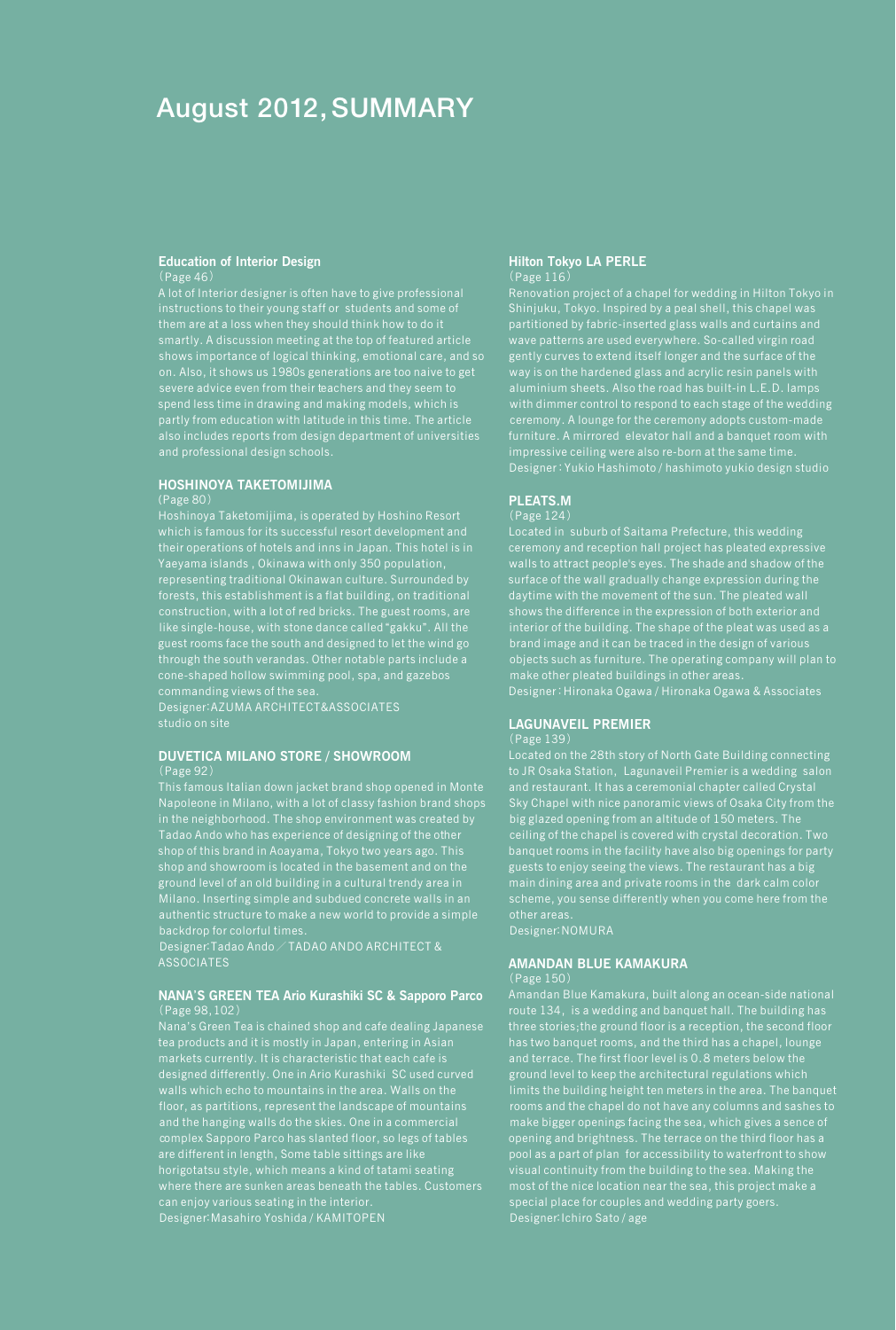# August 2012, SUMMARY

### Education of Interior Design

(Page 46)

A lot of Interior designer is often have to give professional instructions to their young staff or students and some of them are at a loss when they should think how to do it smartly. A discussion meeting at the top of featured article shows importance of logical thinking, emotional care, and so on. Also, it shows us 1980s generations are too naive to get severe advice even from their teachers and they seem to spend less time in drawing and making models, which is partly from education with latitude in this time. The article also includes reports from design department of universities and professional design schools.

### HOSHINOYA TAKETOMIJIMA

(Page 80)

Hoshinoya Taketomijima, is operated by Hoshino Resort which is famous for its successful resort development and their operations of hotels and inns in Japan. This hotel is in Yaeyama islands , Okinawa with only 350 population, representing traditional Okinawan culture. Surrounded by forests, this establishment is a flat building, on traditional construction, with a lot of red bricks. The guest rooms, are like single-house, with stone dance called "gakku". All the guest rooms face the south and designed to let the wind go through the south verandas. Other notable parts include a cone-shaped hollow swimming pool, spa, and gazebos commanding views of the sea.

Designer:AZUMA ARCHITECT&ASSOCIATES studio on site

### DUVETICA MILANO STORE / SHOWROOM

(Page 92)

This famous Italian down jacket brand shop opened in Monte Napoleone in Milano, with a lot of classy fashion brand shops in the neighborhood. The shop environment was created by Tadao Ando who has experience of designing of the other shop of this brand in Aoayama, Tokyo two years ago. This shop and showroom is located in the basement and on the ground level of an old building in a cultural trendy area in Milano. Inserting simple and subdued concrete walls in an authentic structure to make a new world to provide a simple backdrop for colorful times.

Designer:Tadao Ando／TADAO ANDO ARCHITECT & ASSOCIATES

### NANA'S GREEN TEA Ario Kurashiki SC & Sapporo Parco

(Page 98,102)

Nana's Green Tea is chained shop and cafe dealing Japanese tea products and it is mostly in Japan, entering in Asian markets currently. It is characteristic that each cafe is designed differently. One in Ario Kurashiki SC used curved walls which echo to mountains in the area. Walls on the floor, as partitions, represent the landscape of mountains and the hanging walls do the skies. One in a commercial complex Sapporo Parco has slanted floor, so legs of tables are different in length, Some table sittings are like horigotatsu style, which means a kind of tatami seating where there are sunken areas beneath the tables. Customers can enjoy various seating in the interior.

Designer:Masahiro Yoshida / KAMITOPEN

### Hilton Tokyo LA PERLE

(Page 116)

Renovation project of a chapel for wedding in Hilton Tokyo in Shinjuku, Tokyo. Inspired by a peal shell, this chapel was partitioned by fabric-inserted glass walls and curtains and wave patterns are used everywhere. So-called virgin road gently curves to extend itself longer and the surface of the way is on the hardened glass and acrylic resin panels with aluminium sheets. Also the road has built-in L.E.D. lamps with dimmer control to respond to each stage of the wedding ceremony. A lounge for the ceremony adopts custom-made furniture. A mirrored elevator hall and a banquet room with impressive ceiling were also re-born at the same time.

Designer : Yukio Hashimoto / hashimoto yukio design studio

### PLEATS.M

(Page 124)

Located in suburb of Saitama Prefecture, this wedding ceremony and reception hall project has pleated expressive walls to attract people's eyes. The shade and shadow of the surface of the wall gradually change expression during the daytime with the movement of the sun. The pleated wall shows the difference in the expression of both exterior and interior of the building. The shape of the pleat was used as a brand image and it can be traced in the design of various objects such as furniture. The operating company will plan to make other pleated buildings in other areas.

Designer : Hironaka Ogawa / Hironaka Ogawa & Associates

### LAGUNAVEIL PREMIER

(Page 139)

Located on the 28th story of North Gate Building connecting to JR Osaka Station, Lagunaveil Premier is a wedding salon and restaurant. It has a ceremonial chapter called Crystal Sky Chapel with nice panoramic views of Osaka City from the big glazed opening from an altitude of 150 meters. The ceiling of the chapel is covered with crystal decoration. Two banquet rooms in the facility have also big openings for party guests to enjoy seeing the views. The restaurant has a big main dining area and private rooms in the dark calm color scheme, you sense differently when you come here from the other areas.

Designer:NOMURA

### AMANDAN BLUE KAMAKURA

(Page 150)

Amandan Blue Kamakura, built along an ocean-side national route 134, is a wedding and banquet hall. The building has three stories;the ground floor is a reception, the second floor has two banquet rooms, and the third has a chapel, lounge and terrace. The first floor level is 0.8 meters below the ground level to keep the architectural regulations which limits the building height ten meters in the area. The banquet rooms and the chapel do not have any columns and sashes to make bigger openings facing the sea, which gives a sence of opening and brightness. The terrace on the third floor has a pool as a part of plan for accessibility to waterfront to show visual continuity from the building to the sea. Making the most of the nice location near the sea, this project make a special place for couples and wedding party goers.

Designer:Ichiro Sato / age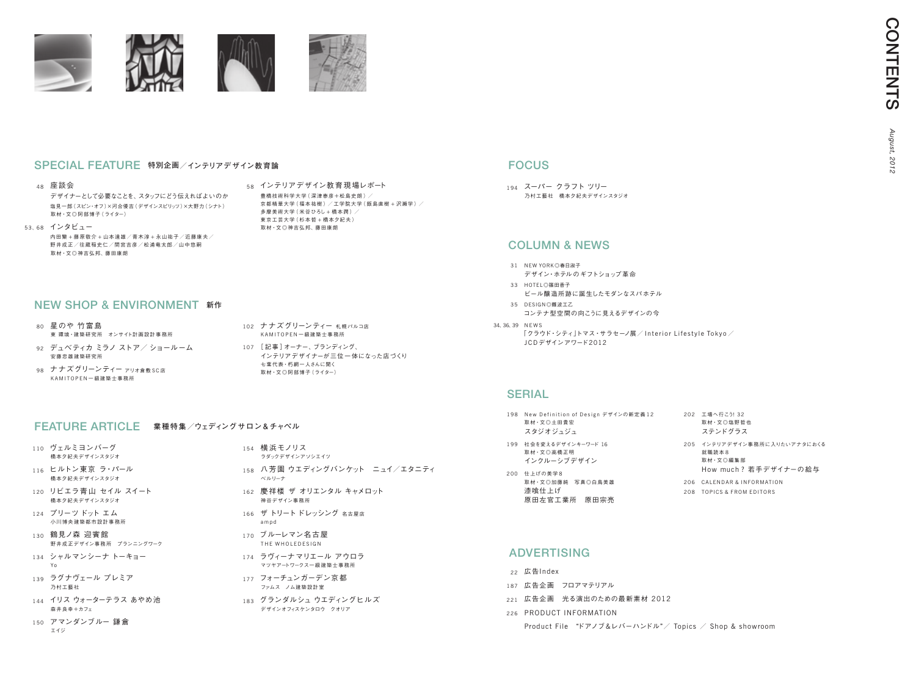# CONTENTS

*August, 2012*

## SPECIAL FEATURE 特別企画／インテリアデザイン教育論

48 座談会
デザイナーとして必要なことを、スタッフにどう伝えればよいのか
塩見一郎（スピン・オフ）×河合優吉（デザインスピリッツ）×大野力（シナト）
取材・文◎阿部博子（ライター）

53, 68 インタビュー
内田繁＋藤原敬介＋山本達雄／青木淳＋永山祐子／近藤康夫／
野井成正／往蔵稲史仁／間宮吉彦／松浦竜太郎／山中悠嗣
取材・文◎神吉弘邦、藤田康朗

58 インテリアデザイン教育現場レポート
豊橋技術科学大学（深津泰彦＋松島史朗）／
京都精華大学（福本祐樹）／工学院大学（飯島直樹＋沢瀨学）／
多摩美術大学（米谷ひろし＋橋本潤）／
東京工芸大学（杉本哲＋橋本夕紀夫）
取材・文◎神吉弘邦、藤田康朗

## NEW SHOP & ENVIRONMENT 新作

80 星のや 竹富島
東 環境・建築研究所　オンサイト計画設計事務所

92 デュベティカ ミラノ ストア／ ショールーム
安藤忠雄建築研究所

98 ナナズグリーンティー アリオ倉敷SC店
KAMITOPEN一級建築士事務所

102 ナナズグリーンティー 札幌パルコ店
KAMITOPEN一級建築士事務所

107 ［記事］オーナー、ブランディング、
インテリアデザイナーが三位一体になった店づくり
七葉代表・杤網一人さんに聞く
取材・文◎阿部博子（ライター）

## FEATURE ARTICLE 業種特集／ウェディングサロン＆チャペル

110 ヴェルミヨンバーグ
橋本夕紀夫デザインスタジオ

116 ヒルトン東京 ラ・バール
橋本夕紀夫デザインスタジオ

120 リビエラ青山 セイル スイート
橋本夕紀夫デザインスタジオ

124 ブリーツ ドット エム
小川博央建築都市設計事務所

130 鶴見ノ森 迎賓館
野井成正デザイン事務所　プランニングワーク

134 シャルマンシーナ トーキョー
Yo

139 ラグナヴェール プレミア
乃村工藝社

144 イリス ウォーターテラス あやめ池
森井良幸＋カフェ

150 アマンダンブルー 鎌倉
エイジ

154 横浜モノリス
ラダックデザインアソシエイツ

158 八芳園 ウエディングバンケット　ニュイ／エタニティ
ベルリーナ

162 慶祥楼 ザ オリエンタル キャメロット
神谷デザイン事務所

166 ザ トリート ドレッシング 名古屋店
ampd

170 ブルーレマン名古屋
THE WHOLEDESIGN

174 ラヴィーナマリエール アウロラ
マツヤアートワークス一級建築士事務所

177 フォーチュンガーデン京都
ファムス　ノム建築設計室

183 グランダルシュ ウエディングヒルズ
デザインオフィスケンタロウ　クオリア

## FOCUS

194 スーパー クラフト ツリー
乃村工藝社　橋本夕紀夫デザインスタジオ

## COLUMN & NEWS

31 NEW YORK◎春日淑子
デザイン・ホテルのギフトショップ革命

33 HOTEL◎篠田香子
ビール醸造所跡に誕生したモダンなスパホテル

35 DESIGN◎難波エ乙
コンテナ型空間の向こうに見えるデザインの今

34, 36, 39 NEWS
「クラウド・シティ」トマス・サラセーノ展／ Interior Lifestyle Tokyo／
JCDデザインアワード2012

## SERIAL

198 New Definition of Design デザインの新定義12
取材・文◎土田貴宏
スタジオジュジュ

199 社会を変えるデザインキーワード 16
取材・文◎高橋正明
インクルーシブデザイン

200 仕上げの美学8
取材・文◎加藤純　写真◎白鳥美雄
漆喰仕上げ
原田左官工業所　原田宗亮

202 工場へ行こう! 32
取材・文◎塩野哲也
ステンドグラス

205 インテリアデザイン事務所に入りたいアナタにおくる
就職読本8
取材・文◎編集部
How much？若手デザイナーの給与

206 CALENDAR & INFORMATION

208 TOPICS & FROM EDITORS

## ADVERTISING

22 広告Index

187 広告企画　フロアマテリアル

221 広告企画　光る演出のための最新素材 2012

226 PRODUCT INFORMATION
Product File "ドアノブ&レバーハンドル"／ Topics ／ Shop & showroom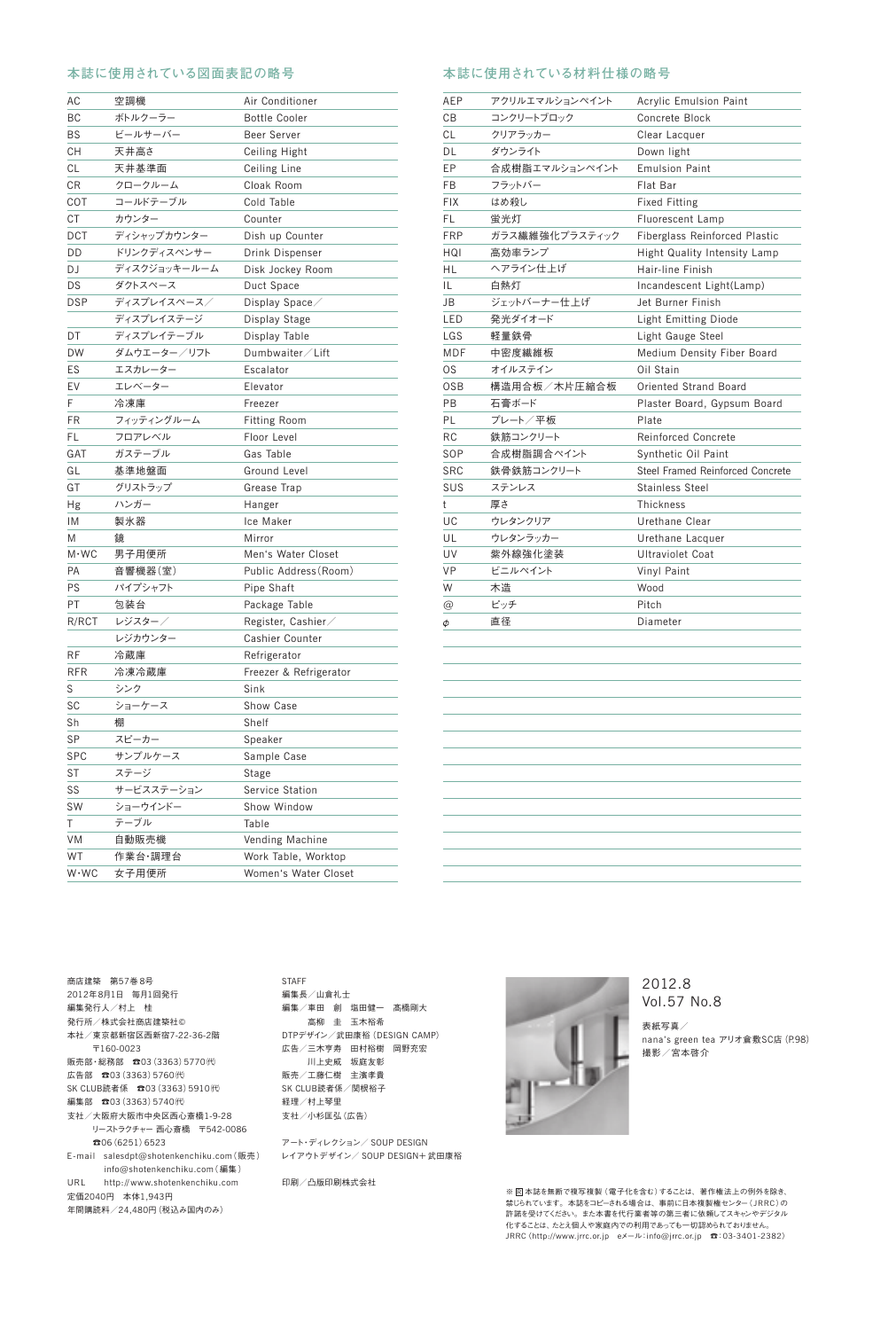## 本誌に使用されている図面表記の略号

| | | |
|---|---|---|
| AC | 空調機 | Air Conditioner |
| BC | ボトルクーラー | Bottle Cooler |
| BS | ビールサーバー | Beer Server |
| CH | 天井高さ | Ceiling Hight |
| CL | 天井基準面 | Ceiling Line |
| CR | クロークルーム | Cloak Room |
| COT | コールドテーブル | Cold Table |
| CT | カウンター | Counter |
| DCT | ディシャップカウンター | Dish up Counter |
| DD | ドリンクディスペンサー | Drink Dispenser |
| DJ | ディスクジョッキールーム | Disk Jockey Room |
| DS | ダクトスペース | Duct Space |
| DSP | ディスプレイスペース／ディスプレイステージ | Display Space／Display Stage |
| DT | ディスプレイテーブル | Display Table |
| DW | ダムウエーター／リフト | Dumbwaiter／Lift |
| ES | エスカレーター | Escalator |
| EV | エレベーター | Elevator |
| F | 冷凍庫 | Freezer |
| FR | フィッティングルーム | Fitting Room |
| FL | フロアレベル | Floor Level |
| GAT | ガステーブル | Gas Table |
| GL | 基準地盤面 | Ground Level |
| GT | グリストラップ | Grease Trap |
| Hg | ハンガー | Hanger |
| IM | 製氷器 | Ice Maker |
| M | 鏡 | Mirror |
| M･WC | 男子用便所 | Men's Water Closet |
| PA | 音響機器(室) | Public Address(Room) |
| PS | パイプシャフト | Pipe Shaft |
| PT | 包装台 | Package Table |
| R/RCT | レジスター／レジカウンター | Register, Cashier／Cashier Counter |
| RF | 冷蔵庫 | Refrigerator |
| RFR | 冷凍冷蔵庫 | Freezer & Refrigerator |
| S | シンク | Sink |
| SC | ショーケース | Show Case |
| Sh | 棚 | Shelf |
| SP | スピーカー | Speaker |
| SPC | サンプルケース | Sample Case |
| ST | ステージ | Stage |
| SS | サービスステーション | Service Station |
| SW | ショーウインドー | Show Window |
| T | テーブル | Table |
| VM | 自動販売機 | Vending Machine |
| WT | 作業台･調理台 | Work Table, Worktop |
| W･WC | 女子用便所 | Women's Water Closet |

## 本誌に使用されている材料仕様の略号

| | | |
|---|---|---|
| AEP | アクリルエマルションペイント | Acrylic Emulsion Paint |
| CB | コンクリートブロック | Concrete Block |
| CL | クリアラッカー | Clear Lacquer |
| DL | ダウンライト | Down light |
| EP | 合成樹脂エマルションペイント | Emulsion Paint |
| FB | フラットバー | Flat Bar |
| FIX | はめ殺し | Fixed Fitting |
| FL | 蛍光灯 | Fluorescent Lamp |
| FRP | ガラス繊維強化プラスティック | Fiberglass Reinforced Plastic |
| HQI | 高効率ランプ | Hight Quality Intensity Lamp |
| HL | ヘアライン仕上げ | Hair-line Finish |
| IL | 白熱灯 | Incandescent Light(Lamp) |
| JB | ジェットバーナー仕上げ | Jet Burner Finish |
| LED | 発光ダイオード | Light Emitting Diode |
| LGS | 軽量鉄骨 | Light Gauge Steel |
| MDF | 中密度繊維板 | Medium Density Fiber Board |
| OS | オイルステイン | Oil Stain |
| OSB | 構造用合板／木片圧縮合板 | Oriented Strand Board |
| PB | 石膏ボード | Plaster Board, Gypsum Board |
| PL | プレート／平板 | Plate |
| RC | 鉄筋コンクリート | Reinforced Concrete |
| SOP | 合成樹脂調合ペイント | Synthetic Oil Paint |
| SRC | 鉄骨鉄筋コンクリート | Steel Framed Reinforced Concrete |
| SUS | ステンレス | Stainless Steel |
| t | 厚さ | Thickness |
| UC | ウレタンクリア | Urethane Clear |
| UL | ウレタンラッカー | Urethane Lacquer |
| UV | 紫外線強化塗装 | Ultraviolet Coat |
| VP | ビニルペイント | Vinyl Paint |
| W | 木造 | Wood |
| @ | ピッチ | Pitch |
| φ | 直径 | Diameter |

商店建築　第57巻8号
2012年8月1日　毎月1回発行
編集発行人／村上　桂
発行所／株式会社商店建築社©
本社／東京都新宿区西新宿7-22-36-2階
〒160-0023
販売部・総務部　☎03(3363)5770㈹
広告部　☎03(3363)5760㈹
SK CLUB読者係　☎03(3363)5910㈹
編集部　☎03(3363)5740㈹
支社／大阪府大阪市中央区西心斎橋1-9-28
リーストラクチャー 西心斎橋　〒542-0086
☎06(6251)6523
E-mail　salesdpt@shotenkenchiku.com(販売)
info@shotenkenchiku.com(編集)
URL　http://www.shotenkenchiku.com
定価2040円　本体1,943円
年間購読料／24,480円(税込み国内のみ)

STAFF
編集長／山倉礼士
編集／車田　創　塩田健一　高橋剛大
高柳　圭　玉木裕希
DTPデザイン／武田康裕(DESIGN CAMP)
広告／三木亨寿　田村裕樹　岡野充宏
川上史威　坂庭友彩
販売／工藤仁樹　主濱孝貴
SK CLUB読者係／関根裕子
経理／村上琴里
支社／小杉匡弘(広告)

アート・ディレクション／SOUP DESIGN
レイアウトデザイン／SOUP DESIGN＋武田康裕

印刷／凸版印刷株式会社

2012.8
Vol.57 No.8

表紙写真／
nana's green tea アリオ倉敷SC店(P.98)
撮影／宮本啓介

※ 本誌を無断で複写複製(電子化を含む)することは、著作権法上の例外を除き、禁じられています。本誌をコピーされる場合は、事前に日本複製権センター(JRRC)の許諾を受けてください。また本書を代行業者等の第三者に依頼してスキャンやデジタル化することは、たとえ個人や家庭内での利用であっても一切認められておりません。
JRRC(http://www.jrrc.or.jp　eメール:info@jrrc.or.jp　☎:03-3401-2382)